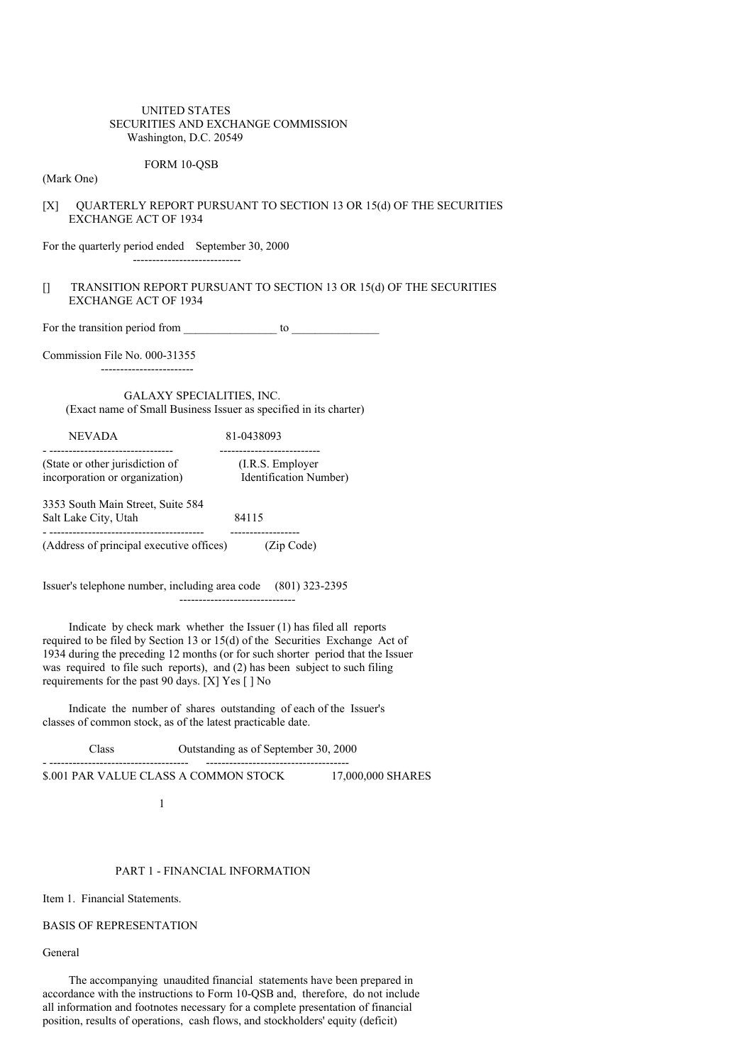UNITED STATES
SECURITIES AND EXCHANGE COMMISSION
Washington, D.C. 20549

FORM 10-QSB

(Mark One)

[X] QUARTERLY REPORT PURSUANT TO SECTION 13 OR 15(d) OF THE SECURITIES EXCHANGE ACT OF 1934

For the quarterly period ended September 30, 2000

[] TRANSITION REPORT PURSUANT TO SECTION 13 OR 15(d) OF THE SECURITIES EXCHANGE ACT OF 1934

For the transition period from ________________ to _______________

Commission File No. 000-31355

GALAXY SPECIALITIES, INC.
(Exact name of Small Business Issuer as specified in its charter)

| NEVADA | 81-0438093 |
|---|---|
| (State or other jurisdiction of incorporation or organization) | (I.R.S. Employer Identification Number) |

| 3353 South Main Street, Suite 584 Salt Lake City, Utah | 84115 |
|---|---|
| (Address of principal executive offices) | (Zip Code) |

Issuer's telephone number, including area code (801) 323-2395

Indicate by check mark whether the Issuer (1) has filed all reports required to be filed by Section 13 or 15(d) of the Securities Exchange Act of 1934 during the preceding 12 months (or for such shorter period that the Issuer was required to file such reports), and (2) has been subject to such filing requirements for the past 90 days. [X] Yes [ ] No

Indicate the number of shares outstanding of each of the Issuer's classes of common stock, as of the latest practicable date.

| Class | Outstanding as of September 30, 2000 |
|---|---|
| $.001 PAR VALUE CLASS A COMMON STOCK | 17,000,000 SHARES |

## PART 1 - FINANCIAL INFORMATION

Item 1. Financial Statements.

BASIS OF REPRESENTATION

General

The accompanying unaudited financial statements have been prepared in accordance with the instructions to Form 10-QSB and, therefore, do not include all information and footnotes necessary for a complete presentation of financial position, results of operations, cash flows, and stockholders' equity (deficit)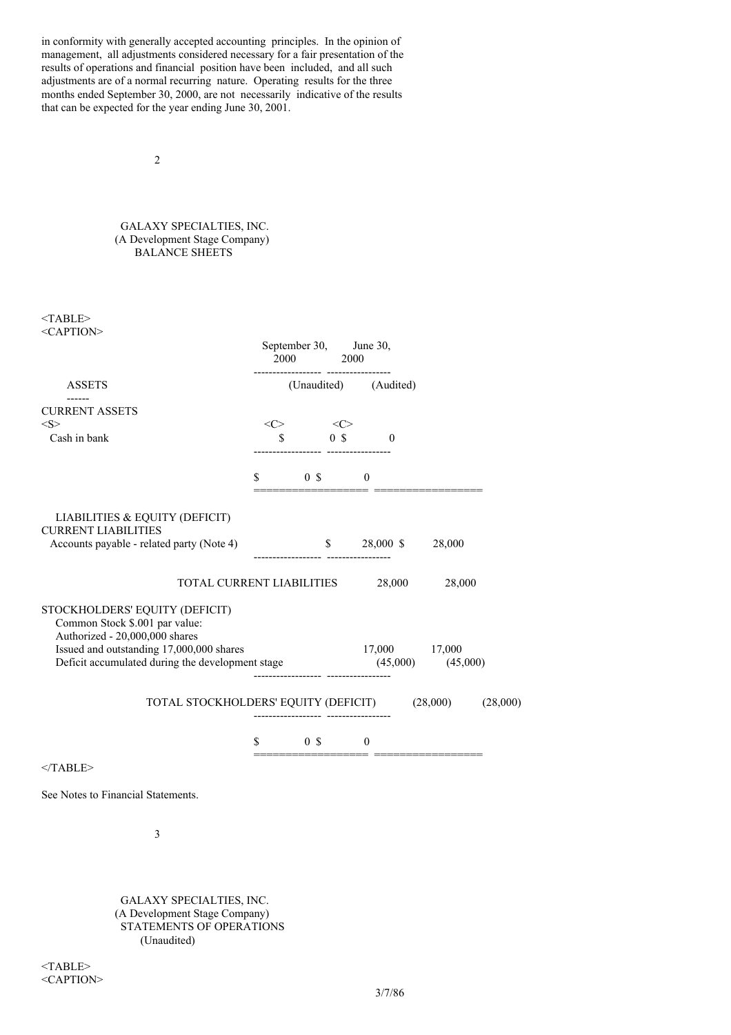in conformity with generally accepted accounting principles. In the opinion of management, all adjustments considered necessary for a fair presentation of the results of operations and financial position have been included, and all such adjustments are of a normal recurring nature. Operating results for the three months ended September 30, 2000, are not necessarily indicative of the results that can be expected for the year ending June 30, 2001.

GALAXY SPECIALTIES, INC.
(A Development Stage Company)
BALANCE SHEETS

| | September 30, 2000 | June 30, 2000 |
|---|---|---|
| **ASSETS** | (Unaudited) | (Audited) |
| **CURRENT ASSETS** | | |
| Cash in bank | $ 0 | $ 0 |
| | $ 0 | $ 0 |
| **LIABILITIES & EQUITY (DEFICIT)** | | |
| **CURRENT LIABILITIES** | | |
| Accounts payable - related party (Note 4) | $ 28,000 | $ 28,000 |
| TOTAL CURRENT LIABILITIES | 28,000 | 28,000 |
| **STOCKHOLDERS' EQUITY (DEFICIT)** | | |
| Common Stock $.001 par value: | | |
| Authorized - 20,000,000 shares | | |
| Issued and outstanding 17,000,000 shares | 17,000 | 17,000 |
| Deficit accumulated during the development stage | (45,000) | (45,000) |
| TOTAL STOCKHOLDERS' EQUITY (DEFICIT) | (28,000) | (28,000) |
| | $ 0 | $ 0 |

See Notes to Financial Statements.

GALAXY SPECIALTIES, INC.
(A Development Stage Company)
STATEMENTS OF OPERATIONS
(Unaudited)

3/7/86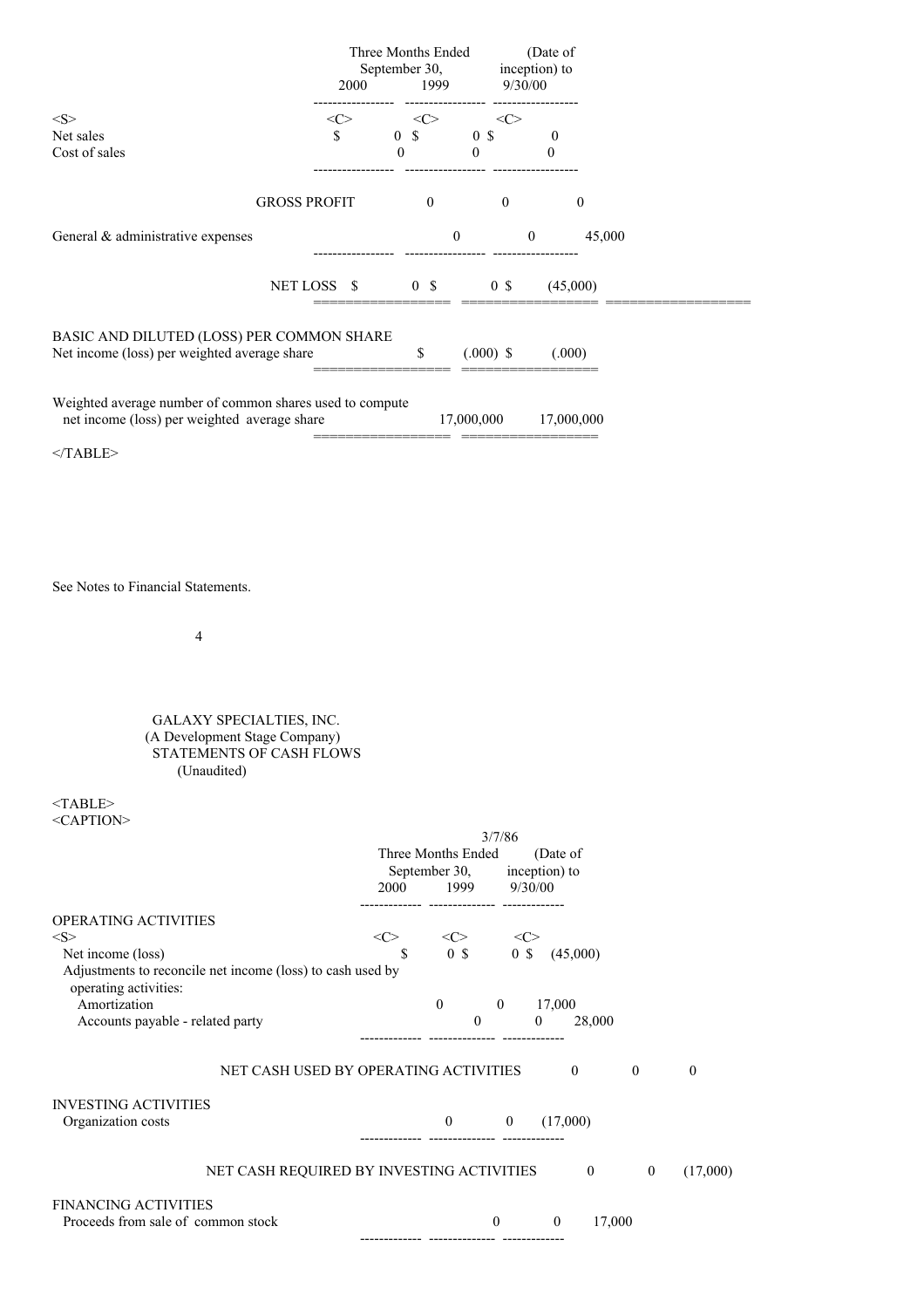| | Three Months Ended September 30, 2000 | Three Months Ended September 30, 1999 | (Date of inception) to 9/30/00 |
|---|---|---|---|
| Net sales | $ 0 | $ 0 | $ 0 |
| Cost of sales | 0 | 0 | 0 |
| GROSS PROFIT | 0 | 0 | 0 |
| General & administrative expenses | 0 | 0 | 45,000 |
| NET LOSS | $ 0 | $ 0 | $ (45,000) |
| BASIC AND DILUTED (LOSS) PER COMMON SHARE | | | |
| Net income (loss) per weighted average share | $ | (.000) | $ (.000) |
| Weighted average number of common shares used to compute net income (loss) per weighted average share | | 17,000,000 | 17,000,000 |

See Notes to Financial Statements.

GALAXY SPECIALTIES, INC.
(A Development Stage Company)
STATEMENTS OF CASH FLOWS
(Unaudited)

| | Three Months Ended September 30, 2000 | Three Months Ended September 30, 1999 | 3/7/86 (Date of inception) to 9/30/00 |
|---|---|---|---|
| **OPERATING ACTIVITIES** | | | |
| Net income (loss) | $ 0 | $ 0 | $ (45,000) |
| Adjustments to reconcile net income (loss) to cash used by operating activities: | | | |
| Amortization | 0 | 0 | 17,000 |
| Accounts payable - related party | 0 | 0 | 28,000 |
| NET CASH USED BY OPERATING ACTIVITIES | 0 | 0 | 0 |
| **INVESTING ACTIVITIES** | | | |
| Organization costs | 0 | 0 | (17,000) |
| NET CASH REQUIRED BY INVESTING ACTIVITIES | 0 | 0 | (17,000) |
| **FINANCING ACTIVITIES** | | | |
| Proceeds from sale of common stock | 0 | 0 | 17,000 |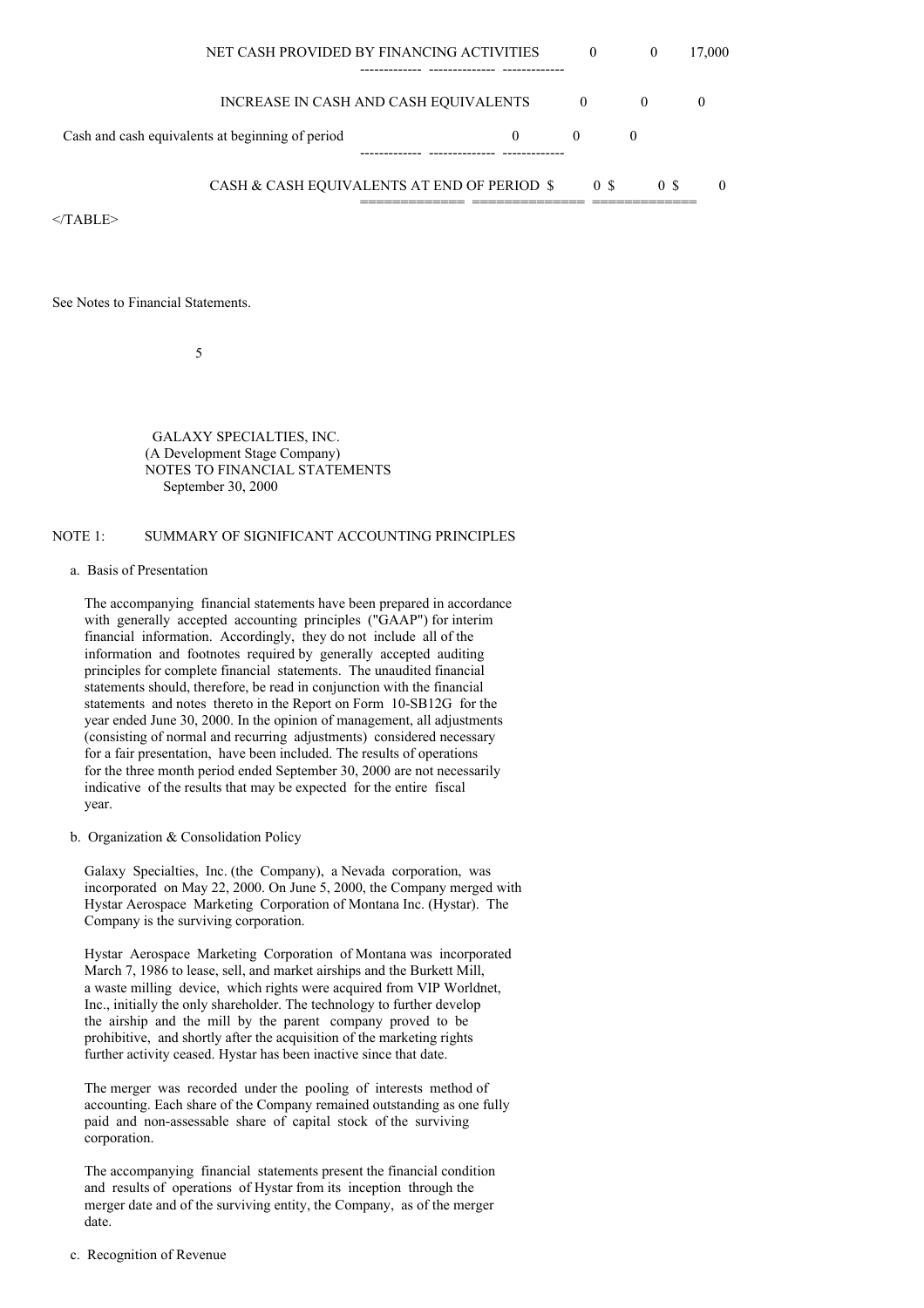| | | | |
|---|---|---|---|
| NET CASH PROVIDED BY FINANCING ACTIVITIES | 0 | 0 | 17,000 |
| INCREASE IN CASH AND CASH EQUIVALENTS | 0 | 0 | 0 |
| Cash and cash equivalents at beginning of period | 0 | 0 | 0 |
| CASH & CASH EQUIVALENTS AT END OF PERIOD | $ 0 | $ 0 | $ 0 |

</TABLE>

See Notes to Financial Statements.

GALAXY SPECIALTIES, INC.
(A Development Stage Company)
NOTES TO FINANCIAL STATEMENTS
September 30, 2000

NOTE 1: SUMMARY OF SIGNIFICANT ACCOUNTING PRINCIPLES

a. Basis of Presentation

The accompanying financial statements have been prepared in accordance with generally accepted accounting principles ("GAAP") for interim financial information. Accordingly, they do not include all of the information and footnotes required by generally accepted auditing principles for complete financial statements. The unaudited financial statements should, therefore, be read in conjunction with the financial statements and notes thereto in the Report on Form 10-SB12G for the year ended June 30, 2000. In the opinion of management, all adjustments (consisting of normal and recurring adjustments) considered necessary for a fair presentation, have been included. The results of operations for the three month period ended September 30, 2000 are not necessarily indicative of the results that may be expected for the entire fiscal year.

b. Organization & Consolidation Policy

Galaxy Specialties, Inc. (the Company), a Nevada corporation, was incorporated on May 22, 2000. On June 5, 2000, the Company merged with Hystar Aerospace Marketing Corporation of Montana Inc. (Hystar). The Company is the surviving corporation.

Hystar Aerospace Marketing Corporation of Montana was incorporated March 7, 1986 to lease, sell, and market airships and the Burkett Mill, a waste milling device, which rights were acquired from VIP Worldnet, Inc., initially the only shareholder. The technology to further develop the airship and the mill by the parent company proved to be prohibitive, and shortly after the acquisition of the marketing rights further activity ceased. Hystar has been inactive since that date.

The merger was recorded under the pooling of interests method of accounting. Each share of the Company remained outstanding as one fully paid and non-assessable share of capital stock of the surviving corporation.

The accompanying financial statements present the financial condition and results of operations of Hystar from its inception through the merger date and of the surviving entity, the Company, as of the merger date.

c. Recognition of Revenue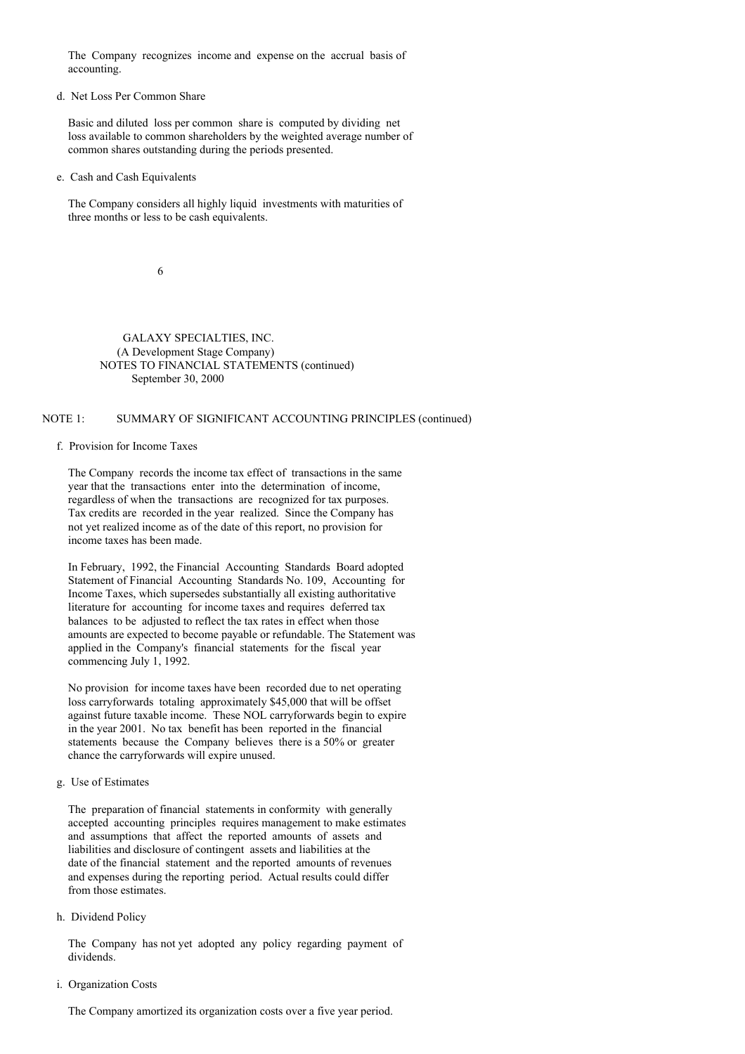The Company recognizes income and expense on the accrual basis of accounting.

d. Net Loss Per Common Share

Basic and diluted loss per common share is computed by dividing net loss available to common shareholders by the weighted average number of common shares outstanding during the periods presented.

e. Cash and Cash Equivalents

The Company considers all highly liquid investments with maturities of three months or less to be cash equivalents.

GALAXY SPECIALTIES, INC.
(A Development Stage Company)
NOTES TO FINANCIAL STATEMENTS (continued)
September 30, 2000

NOTE 1: SUMMARY OF SIGNIFICANT ACCOUNTING PRINCIPLES (continued)

f. Provision for Income Taxes

The Company records the income tax effect of transactions in the same year that the transactions enter into the determination of income, regardless of when the transactions are recognized for tax purposes. Tax credits are recorded in the year realized. Since the Company has not yet realized income as of the date of this report, no provision for income taxes has been made.

In February, 1992, the Financial Accounting Standards Board adopted Statement of Financial Accounting Standards No. 109, Accounting for Income Taxes, which supersedes substantially all existing authoritative literature for accounting for income taxes and requires deferred tax balances to be adjusted to reflect the tax rates in effect when those amounts are expected to become payable or refundable. The Statement was applied in the Company's financial statements for the fiscal year commencing July 1, 1992.

No provision for income taxes have been recorded due to net operating loss carryforwards totaling approximately $45,000 that will be offset against future taxable income. These NOL carryforwards begin to expire in the year 2001. No tax benefit has been reported in the financial statements because the Company believes there is a 50% or greater chance the carryforwards will expire unused.

g. Use of Estimates

The preparation of financial statements in conformity with generally accepted accounting principles requires management to make estimates and assumptions that affect the reported amounts of assets and liabilities and disclosure of contingent assets and liabilities at the date of the financial statement and the reported amounts of revenues and expenses during the reporting period. Actual results could differ from those estimates.

h. Dividend Policy

The Company has not yet adopted any policy regarding payment of dividends.

i. Organization Costs

The Company amortized its organization costs over a five year period.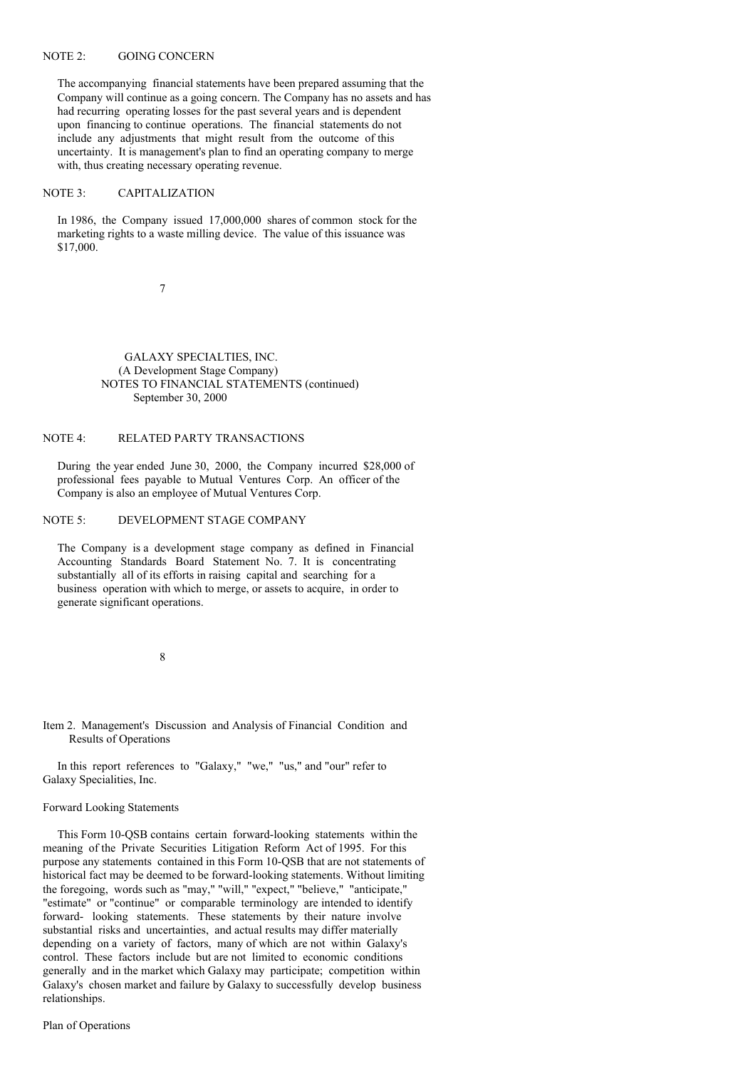NOTE 2: GOING CONCERN

The accompanying financial statements have been prepared assuming that the Company will continue as a going concern. The Company has no assets and has had recurring operating losses for the past several years and is dependent upon financing to continue operations. The financial statements do not include any adjustments that might result from the outcome of this uncertainty. It is management's plan to find an operating company to merge with, thus creating necessary operating revenue.

NOTE 3: CAPITALIZATION

In 1986, the Company issued 17,000,000 shares of common stock for the marketing rights to a waste milling device. The value of this issuance was $17,000.

GALAXY SPECIALTIES, INC.
(A Development Stage Company)
NOTES TO FINANCIAL STATEMENTS (continued)
September 30, 2000

NOTE 4: RELATED PARTY TRANSACTIONS

During the year ended June 30, 2000, the Company incurred $28,000 of professional fees payable to Mutual Ventures Corp. An officer of the Company is also an employee of Mutual Ventures Corp.

NOTE 5: DEVELOPMENT STAGE COMPANY

The Company is a development stage company as defined in Financial Accounting Standards Board Statement No. 7. It is concentrating substantially all of its efforts in raising capital and searching for a business operation with which to merge, or assets to acquire, in order to generate significant operations.

## Item 2. Management's Discussion and Analysis of Financial Condition and Results of Operations

In this report references to "Galaxy," "we," "us," and "our" refer to Galaxy Specialities, Inc.

### Forward Looking Statements

This Form 10-QSB contains certain forward-looking statements within the meaning of the Private Securities Litigation Reform Act of 1995. For this purpose any statements contained in this Form 10-QSB that are not statements of historical fact may be deemed to be forward-looking statements. Without limiting the foregoing, words such as "may," "will," "expect," "believe," "anticipate," "estimate" or "continue" or comparable terminology are intended to identify forward- looking statements. These statements by their nature involve substantial risks and uncertainties, and actual results may differ materially depending on a variety of factors, many of which are not within Galaxy's control. These factors include but are not limited to economic conditions generally and in the market which Galaxy may participate; competition within Galaxy's chosen market and failure by Galaxy to successfully develop business relationships.

### Plan of Operations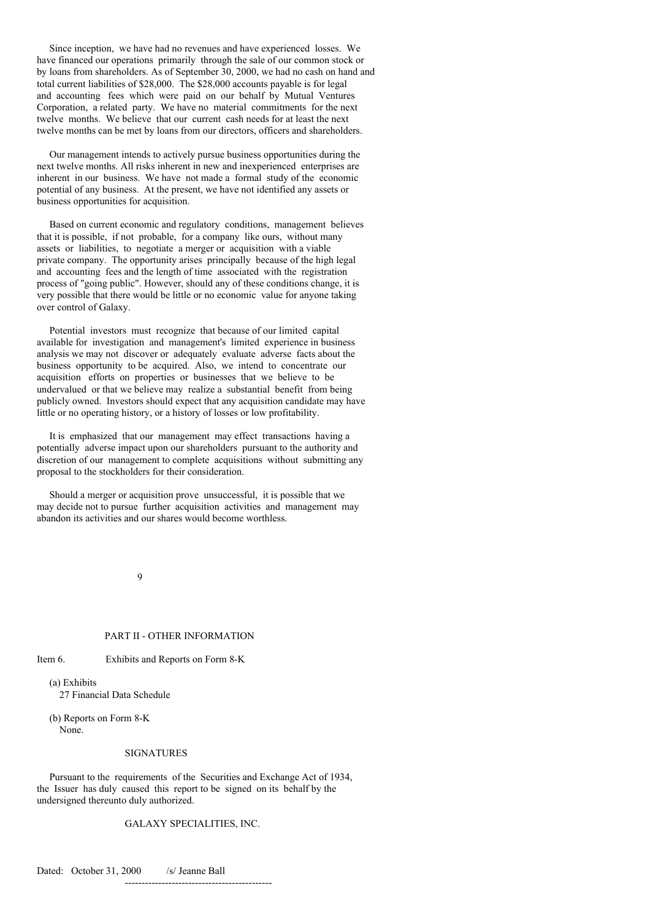Since inception, we have had no revenues and have experienced losses. We have financed our operations primarily through the sale of our common stock or by loans from shareholders. As of September 30, 2000, we had no cash on hand and total current liabilities of $28,000. The $28,000 accounts payable is for legal and accounting fees which were paid on our behalf by Mutual Ventures Corporation, a related party. We have no material commitments for the next twelve months. We believe that our current cash needs for at least the next twelve months can be met by loans from our directors, officers and shareholders.

Our management intends to actively pursue business opportunities during the next twelve months. All risks inherent in new and inexperienced enterprises are inherent in our business. We have not made a formal study of the economic potential of any business. At the present, we have not identified any assets or business opportunities for acquisition.

Based on current economic and regulatory conditions, management believes that it is possible, if not probable, for a company like ours, without many assets or liabilities, to negotiate a merger or acquisition with a viable private company. The opportunity arises principally because of the high legal and accounting fees and the length of time associated with the registration process of "going public". However, should any of these conditions change, it is very possible that there would be little or no economic value for anyone taking over control of Galaxy.

Potential investors must recognize that because of our limited capital available for investigation and management's limited experience in business analysis we may not discover or adequately evaluate adverse facts about the business opportunity to be acquired. Also, we intend to concentrate our acquisition efforts on properties or businesses that we believe to be undervalued or that we believe may realize a substantial benefit from being publicly owned. Investors should expect that any acquisition candidate may have little or no operating history, or a history of losses or low profitability.

It is emphasized that our management may effect transactions having a potentially adverse impact upon our shareholders pursuant to the authority and discretion of our management to complete acquisitions without submitting any proposal to the stockholders for their consideration.

Should a merger or acquisition prove unsuccessful, it is possible that we may decide not to pursue further acquisition activities and management may abandon its activities and our shares would become worthless.

## PART II - OTHER INFORMATION

Item 6. Exhibits and Reports on Form 8-K

(a) Exhibits
27 Financial Data Schedule

(b) Reports on Form 8-K
None.

## SIGNATURES

Pursuant to the requirements of the Securities and Exchange Act of 1934, the Issuer has duly caused this report to be signed on its behalf by the undersigned thereunto duly authorized.

GALAXY SPECIALITIES, INC.

Dated: October 31, 2000 /s/ Jeanne Ball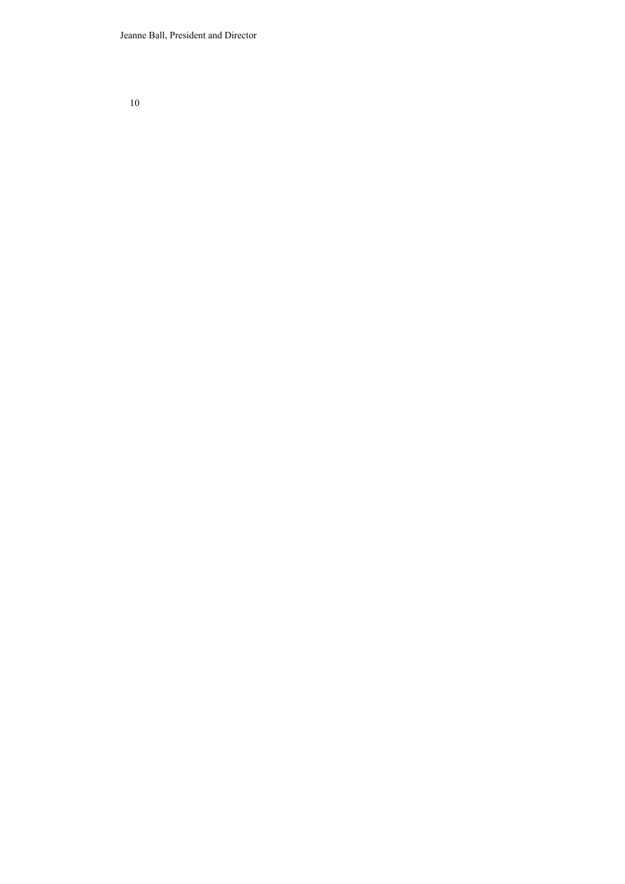Jeanne Ball, President and Director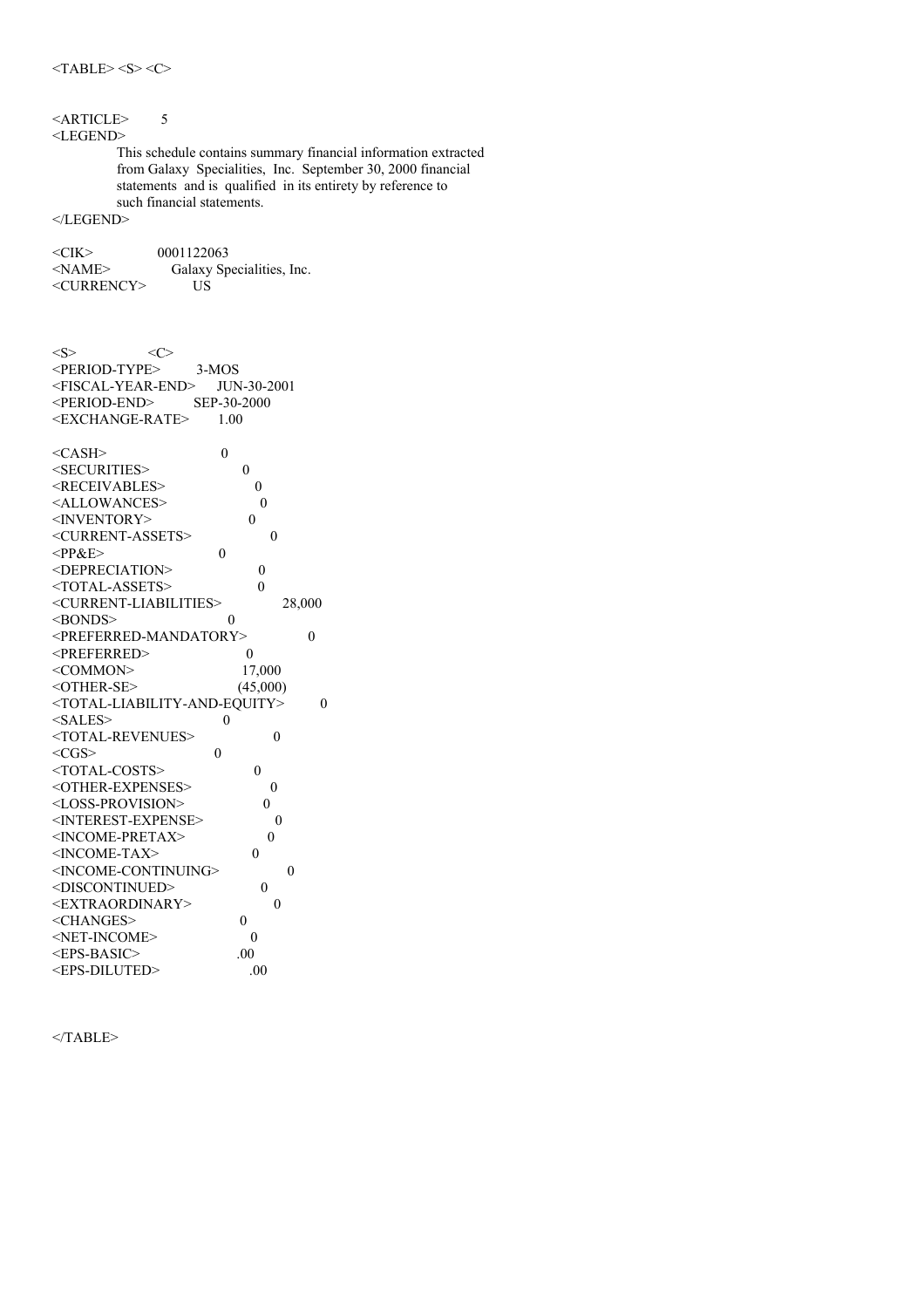```
<TABLE> <S> <C>


<ARTICLE>        5
<LEGEND>
           This schedule contains summary financial information extracted
           from Galaxy  Specialities,  Inc.  September 30, 2000 financial
           statements  and is  qualified  in its entirety by reference to
           such financial statements.
</LEGEND>

<CIK>               0001122063
<NAME>              Galaxy Specialities, Inc.
<CURRENCY>          US



<S>                 <C>
<PERIOD-TYPE>         3-MOS
<FISCAL-YEAR-END>     JUN-30-2001
<PERIOD-END>          SEP-30-2000
<EXCHANGE-RATE>       1.00

<CASH>                          0
<SECURITIES>                      0
<RECEIVABLES>                       0
<ALLOWANCES>                        0
<INVENTORY>                       0
<CURRENT-ASSETS>                      0
<PP&E>                          0
<DEPRECIATION>                      0
<TOTAL-ASSETS>                      0
<CURRENT-LIABILITIES>               28,000
<BONDS>                          0
<PREFERRED-MANDATORY>               0
<PREFERRED>                       0
<COMMON>                        17,000
<OTHER-SE>                      (45,000)
<TOTAL-LIABILITY-AND-EQUITY>        0
<SALES>                          0
<TOTAL-REVENUES>                      0
<CGS>                          0
<TOTAL-COSTS>                       0
<OTHER-EXPENSES>                      0
<LOSS-PROVISION>                    0
<INTEREST-EXPENSE>                    0
<INCOME-PRETAX>                     0
<INCOME-TAX>                      0
<INCOME-CONTINUING>                   0
<DISCONTINUED>                      0
<EXTRAORDINARY>                       0
<CHANGES>                        0
<NET-INCOME>                       0
<EPS-BASIC>                      .00
<EPS-DILUTED>                       .00


</TABLE>
```